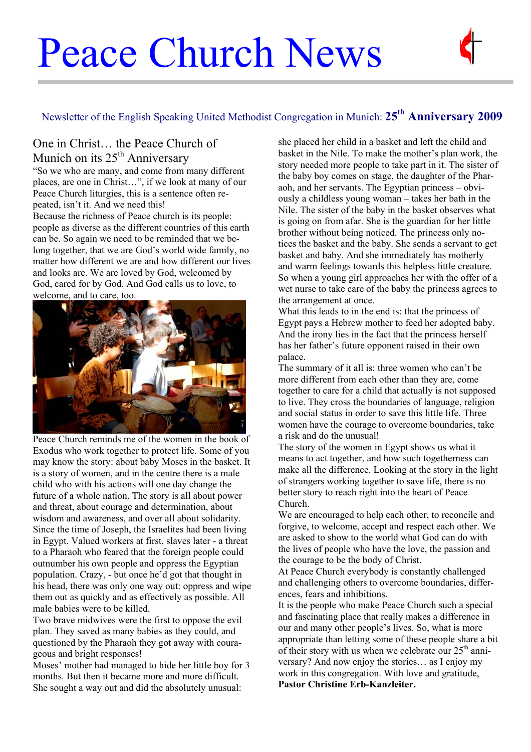# Peace Church News

Newsletter of the English Speaking United Methodist Congregation in Munich: **25th Anniversary 2009**

## One in Christ… the Peace Church of Munich on its 25th Anniversary

"So we who are many, and come from many different places, are one in Christ…", if we look at many of our Peace Church liturgies, this is a sentence often repeated, isn't it. And we need this!

Because the richness of Peace church is its people: people as diverse as the different countries of this earth can be. So again we need to be reminded that we belong together, that we are God's world wide family, no matter how different we are and how different our lives and looks are. We are loved by God, welcomed by God, cared for by God. And God calls us to love, to welcome, and to care, too.

Peace Church reminds me of the women in the book of Exodus who work together to protect life. Some of you may know the story: about baby Moses in the basket. It is a story of women, and in the centre there is a male child who with his actions will one day change the future of a whole nation. The story is all about power and threat, about courage and determination, about wisdom and awareness, and over all about solidarity.

Since the time of Joseph, the Israelites had been living in Egypt. Valued workers at first, slaves later - a threat to a Pharaoh who feared that the foreign people could outnumber his own people and oppress the Egyptian population. Crazy, - but once he'd got that thought in his head, there was only one way out: oppress and wipe them out as quickly and as effectively as possible. All male babies were to be killed.

Two brave midwives were the first to oppose the evil plan. They saved as many babies as they could, and questioned by the Pharaoh they got away with courageous and bright responses!

Moses' mother had managed to hide her little boy for 3 months. But then it became more and more difficult. She sought a way out and did the absolutely unusual: she placed her child in a basket and left the child and basket in the Nile. To make the mother's plan work, the story needed more people to take part in it. The sister of the baby boy comes on stage, the daughter of the Pharaoh, and her servants. The Egyptian princess – obviously a childless young woman – takes her bath in the Nile. The sister of the baby in the basket observes what is going on from afar. She is the guardian for her little brother without being noticed. The princess only notices the basket and the baby. She sends a servant to get basket and baby. And she immediately has motherly and warm feelings towards this helpless little creature. So when a young girl approaches her with the offer of a wet nurse to take care of the baby the princess agrees to the arrangement at once.

What this leads to in the end is: that the princess of Egypt pays a Hebrew mother to feed her adopted baby. And the irony lies in the fact that the princess herself has her father's future opponent raised in their own palace.

The summary of it all is: three women who can't be more different from each other than they are, come together to care for a child that actually is not supposed to live. They cross the boundaries of language, religion and social status in order to save this little life. Three women have the courage to overcome boundaries, take a risk and do the unusual!

The story of the women in Egypt shows us what it means to act together, and how such togetherness can make all the difference. Looking at the story in the light of strangers working together to save life, there is no better story to reach right into the heart of Peace Church.

We are encouraged to help each other, to reconcile and forgive, to welcome, accept and respect each other. We are asked to show to the world what God can do with the lives of people who have the love, the passion and the courage to be the body of Christ.

At Peace Church everybody is constantly challenged and challenging others to overcome boundaries, differences, fears and inhibitions.

It is the people who make Peace Church such a special and fascinating place that really makes a difference in our and many other people's lives. So, what is more appropriate than letting some of these people share a bit of their story with us when we celebrate our 25th anniversary? And now enjoy the stories… as I enjoy my work in this congregation. With love and gratitude,

**Pastor Christine Erb-Kanzleiter.**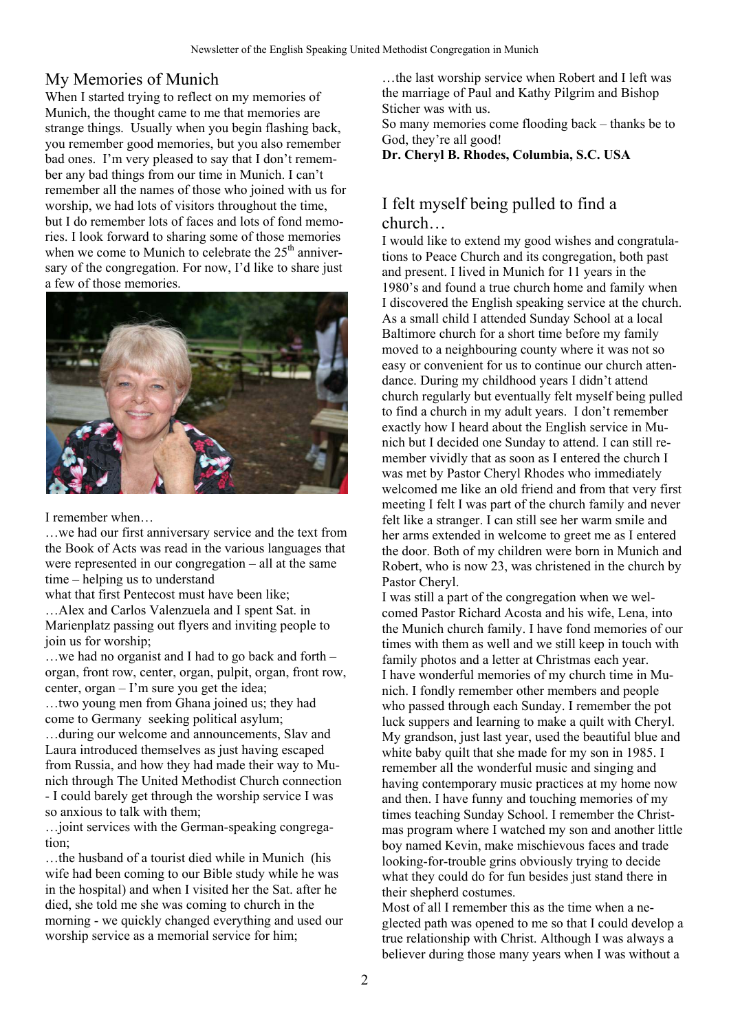## My Memories of Munich

When I started trying to reflect on my memories of Munich, the thought came to me that memories are strange things. Usually when you begin flashing back, you remember good memories, but you also remember bad ones. I'm very pleased to say that I don't remember any bad things from our time in Munich. I can't remember all the names of those who joined with us for worship, we had lots of visitors throughout the time, but I do remember lots of faces and lots of fond memories. I look forward to sharing some of those memories when we come to Munich to celebrate the 25th anniversary of the congregation. For now, I'd like to share just a few of those memories.

I remember when…

…we had our first anniversary service and the text from the Book of Acts was read in the various languages that were represented in our congregation – all at the same time – helping us to understand what that first Pentecost must have been like;

…Alex and Carlos Valenzuela and I spent Sat. in Marienplatz passing out flyers and inviting people to join us for worship;

…we had no organist and I had to go back and forth – organ, front row, center, organ, pulpit, organ, front row, center, organ – I'm sure you get the idea;

…two young men from Ghana joined us; they had come to Germany seeking political asylum;

…during our welcome and announcements, Slav and Laura introduced themselves as just having escaped from Russia, and how they had made their way to Munich through The United Methodist Church connection - I could barely get through the worship service I was so anxious to talk with them;

…joint services with the German-speaking congregation;

…the husband of a tourist died while in Munich (his wife had been coming to our Bible study while he was in the hospital) and when I visited her the Sat. after he died, she told me she was coming to church in the morning - we quickly changed everything and used our worship service as a memorial service for him;

…the last worship service when Robert and I left was the marriage of Paul and Kathy Pilgrim and Bishop Sticher was with us.

So many memories come flooding back – thanks be to God, they're all good!

**Dr. Cheryl B. Rhodes, Columbia, S.C. USA**

## I felt myself being pulled to find a church…

I would like to extend my good wishes and congratulations to Peace Church and its congregation, both past and present. I lived in Munich for 11 years in the 1980's and found a true church home and family when I discovered the English speaking service at the church. As a small child I attended Sunday School at a local Baltimore church for a short time before my family moved to a neighbouring county where it was not so easy or convenient for us to continue our church attendance. During my childhood years I didn't attend church regularly but eventually felt myself being pulled to find a church in my adult years. I don't remember exactly how I heard about the English service in Munich but I decided one Sunday to attend. I can still remember vividly that as soon as I entered the church I was met by Pastor Cheryl Rhodes who immediately welcomed me like an old friend and from that very first meeting I felt I was part of the church family and never felt like a stranger. I can still see her warm smile and her arms extended in welcome to greet me as I entered the door. Both of my children were born in Munich and Robert, who is now 23, was christened in the church by Pastor Cheryl.

I was still a part of the congregation when we welcomed Pastor Richard Acosta and his wife, Lena, into the Munich church family. I have fond memories of our times with them as well and we still keep in touch with family photos and a letter at Christmas each year.

I have wonderful memories of my church time in Munich. I fondly remember other members and people who passed through each Sunday. I remember the pot luck suppers and learning to make a quilt with Cheryl. My grandson, just last year, used the beautiful blue and white baby quilt that she made for my son in 1985. I remember all the wonderful music and singing and having contemporary music practices at my home now and then. I have funny and touching memories of my times teaching Sunday School. I remember the Christmas program where I watched my son and another little boy named Kevin, make mischievous faces and trade looking-for-trouble grins obviously trying to decide what they could do for fun besides just stand there in their shepherd costumes.

Most of all I remember this as the time when a neglected path was opened to me so that I could develop a true relationship with Christ. Although I was always a believer during those many years when I was without a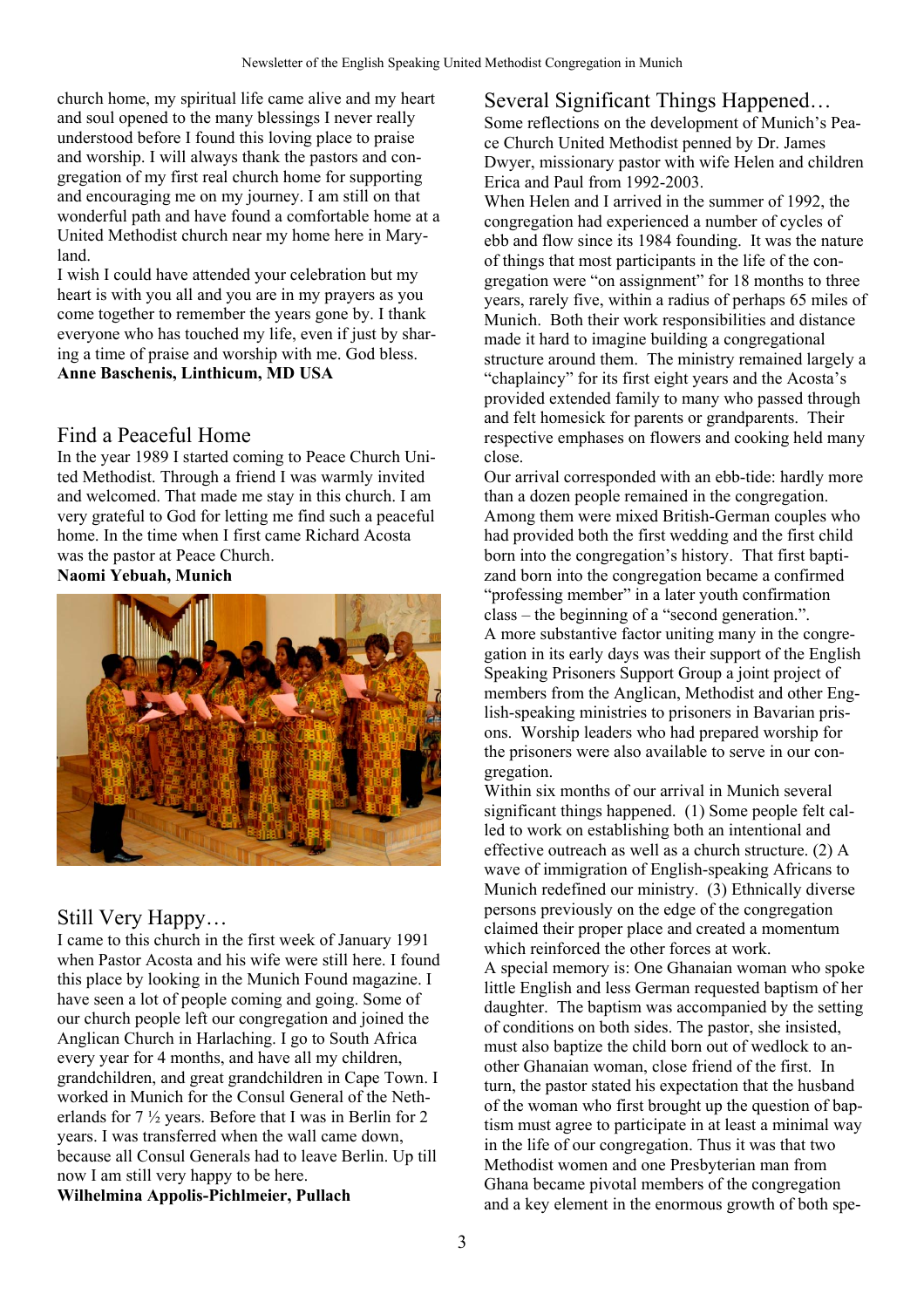church home, my spiritual life came alive and my heart and soul opened to the many blessings I never really understood before I found this loving place to praise and worship. I will always thank the pastors and congregation of my first real church home for supporting and encouraging me on my journey. I am still on that wonderful path and have found a comfortable home at a United Methodist church near my home here in Maryland.

I wish I could have attended your celebration but my heart is with you all and you are in my prayers as you come together to remember the years gone by. I thank everyone who has touched my life, even if just by sharing a time of praise and worship with me. God bless.

**Anne Baschenis, Linthicum, MD USA**

## Find a Peaceful Home

In the year 1989 I started coming to Peace Church United Methodist. Through a friend I was warmly invited and welcomed. That made me stay in this church. I am very grateful to God for letting me find such a peaceful home. In the time when I first came Richard Acosta was the pastor at Peace Church.

**Naomi Yebuah, Munich**

## Still Very Happy…

I came to this church in the first week of January 1991 when Pastor Acosta and his wife were still here. I found this place by looking in the Munich Found magazine. I have seen a lot of people coming and going. Some of our church people left our congregation and joined the Anglican Church in Harlaching. I go to South Africa every year for 4 months, and have all my children, grandchildren, and great grandchildren in Cape Town. I worked in Munich for the Consul General of the Netherlands for 7 ½ years. Before that I was in Berlin for 2 years. I was transferred when the wall came down, because all Consul Generals had to leave Berlin. Up till now I am still very happy to be here.

**Wilhelmina Appolis-Pichlmeier, Pullach**

## Several Significant Things Happened…

Some reflections on the development of Munich's Peace Church United Methodist penned by Dr. James Dwyer, missionary pastor with wife Helen and children Erica and Paul from 1992-2003.

When Helen and I arrived in the summer of 1992, the congregation had experienced a number of cycles of ebb and flow since its 1984 founding. It was the nature of things that most participants in the life of the congregation were "on assignment" for 18 months to three years, rarely five, within a radius of perhaps 65 miles of Munich. Both their work responsibilities and distance made it hard to imagine building a congregational structure around them. The ministry remained largely a "chaplaincy" for its first eight years and the Acosta's provided extended family to many who passed through and felt homesick for parents or grandparents. Their respective emphases on flowers and cooking held many close.

Our arrival corresponded with an ebb-tide: hardly more than a dozen people remained in the congregation. Among them were mixed British-German couples who had provided both the first wedding and the first child born into the congregation's history. That first baptizand born into the congregation became a confirmed "professing member" in a later youth confirmation class – the beginning of a "second generation.".

A more substantive factor uniting many in the congregation in its early days was their support of the English Speaking Prisoners Support Group a joint project of members from the Anglican, Methodist and other English-speaking ministries to prisoners in Bavarian prisons. Worship leaders who had prepared worship for the prisoners were also available to serve in our congregation.

Within six months of our arrival in Munich several significant things happened. (1) Some people felt called to work on establishing both an intentional and effective outreach as well as a church structure. (2) A wave of immigration of English-speaking Africans to Munich redefined our ministry. (3) Ethnically diverse persons previously on the edge of the congregation claimed their proper place and created a momentum which reinforced the other forces at work.

A special memory is: One Ghanaian woman who spoke little English and less German requested baptism of her daughter. The baptism was accompanied by the setting of conditions on both sides. The pastor, she insisted, must also baptize the child born out of wedlock to another Ghanaian woman, close friend of the first. In turn, the pastor stated his expectation that the husband of the woman who first brought up the question of baptism must agree to participate in at least a minimal way in the life of our congregation. Thus it was that two Methodist women and one Presbyterian man from Ghana became pivotal members of the congregation and a key element in the enormous growth of both spe-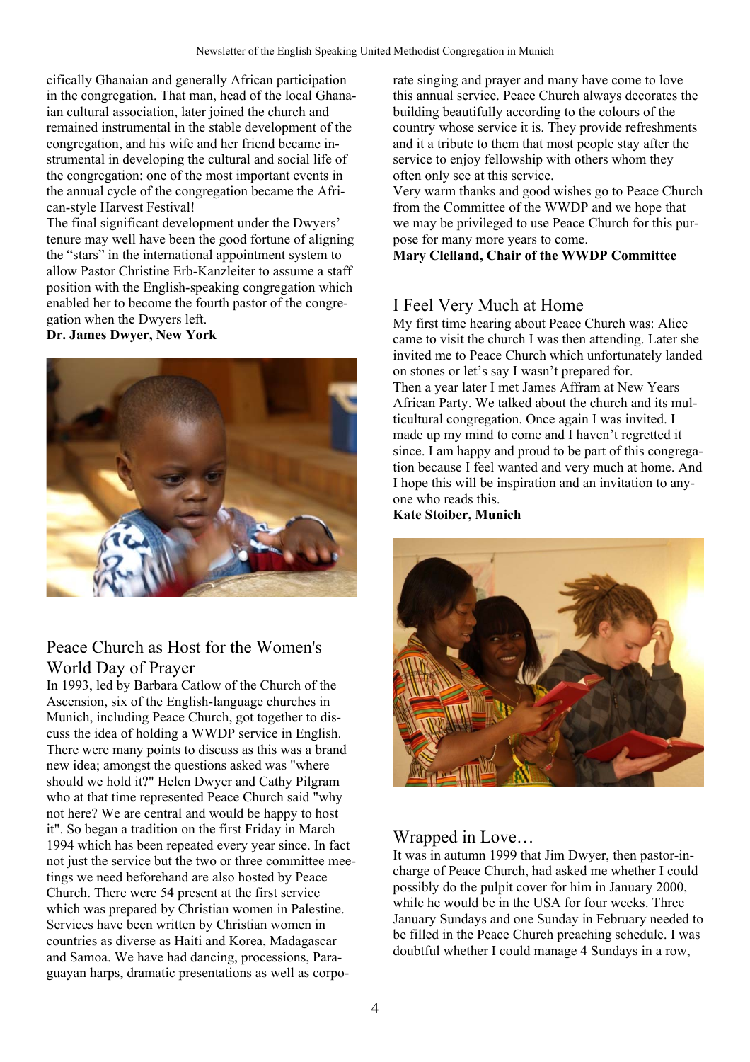cifically Ghanaian and generally African participation in the congregation. That man, head of the local Ghanaian cultural association, later joined the church and remained instrumental in the stable development of the congregation, and his wife and her friend became instrumental in developing the cultural and social life of the congregation: one of the most important events in the annual cycle of the congregation became the African-style Harvest Festival!

The final significant development under the Dwyers' tenure may well have been the good fortune of aligning the "stars" in the international appointment system to allow Pastor Christine Erb-Kanzleiter to assume a staff position with the English-speaking congregation which enabled her to become the fourth pastor of the congregation when the Dwyers left.

**Dr. James Dwyer, New York**

## Peace Church as Host for the Women's World Day of Prayer

In 1993, led by Barbara Catlow of the Church of the Ascension, six of the English-language churches in Munich, including Peace Church, got together to discuss the idea of holding a WWDP service in English. There were many points to discuss as this was a brand new idea; amongst the questions asked was "where should we hold it?" Helen Dwyer and Cathy Pilgram who at that time represented Peace Church said "why not here? We are central and would be happy to host it". So began a tradition on the first Friday in March 1994 which has been repeated every year since. In fact not just the service but the two or three committee meetings we need beforehand are also hosted by Peace Church. There were 54 present at the first service which was prepared by Christian women in Palestine. Services have been written by Christian women in countries as diverse as Haiti and Korea, Madagascar and Samoa. We have had dancing, processions, Paraguayan harps, dramatic presentations as well as corporate singing and prayer and many have come to love this annual service. Peace Church always decorates the building beautifully according to the colours of the country whose service it is. They provide refreshments and it a tribute to them that most people stay after the service to enjoy fellowship with others whom they often only see at this service.

Very warm thanks and good wishes go to Peace Church from the Committee of the WWDP and we hope that we may be privileged to use Peace Church for this purpose for many more years to come.

**Mary Clelland, Chair of the WWDP Committee**

## I Feel Very Much at Home

My first time hearing about Peace Church was: Alice came to visit the church I was then attending. Later she invited me to Peace Church which unfortunately landed on stones or let's say I wasn't prepared for.

Then a year later I met James Affram at New Years African Party. We talked about the church and its multicultural congregation. Once again I was invited. I made up my mind to come and I haven't regretted it since. I am happy and proud to be part of this congregation because I feel wanted and very much at home. And I hope this will be inspiration and an invitation to anyone who reads this.

**Kate Stoiber, Munich**

## Wrapped in Love…

It was in autumn 1999 that Jim Dwyer, then pastor-in-charge of Peace Church, had asked me whether I could possibly do the pulpit cover for him in January 2000, while he would be in the USA for four weeks. Three January Sundays and one Sunday in February needed to be filled in the Peace Church preaching schedule. I was doubtful whether I could manage 4 Sundays in a row,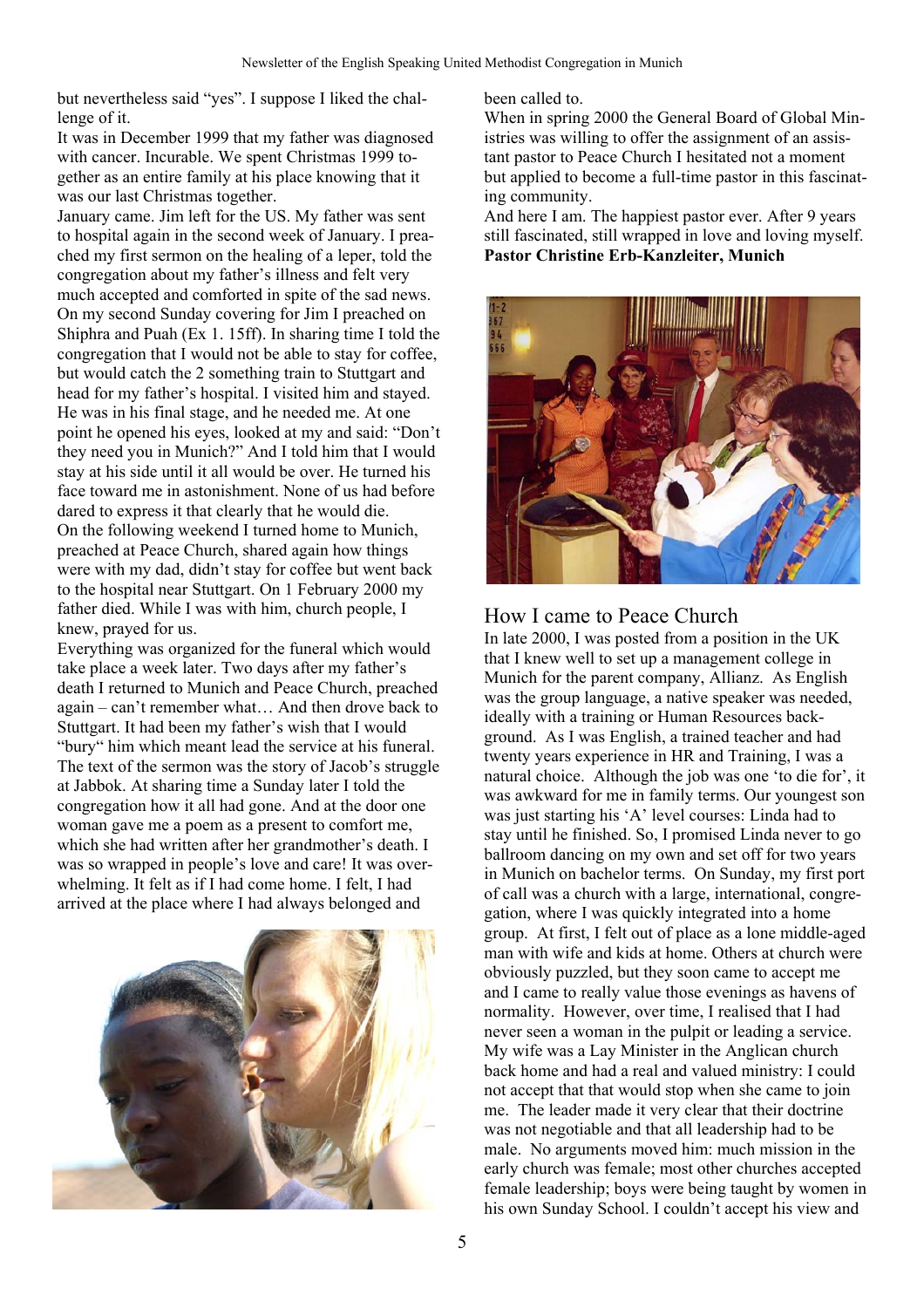but nevertheless said "yes". I suppose I liked the challenge of it.

It was in December 1999 that my father was diagnosed with cancer. Incurable. We spent Christmas 1999 together as an entire family at his place knowing that it was our last Christmas together.

January came. Jim left for the US. My father was sent to hospital again in the second week of January. I preached my first sermon on the healing of a leper, told the congregation about my father's illness and felt very much accepted and comforted in spite of the sad news. On my second Sunday covering for Jim I preached on Shiphra and Puah (Ex 1. 15ff). In sharing time I told the congregation that I would not be able to stay for coffee, but would catch the 2 something train to Stuttgart and head for my father's hospital. I visited him and stayed. He was in his final stage, and he needed me. At one point he opened his eyes, looked at my and said: "Don't they need you in Munich?" And I told him that I would stay at his side until it all would be over. He turned his face toward me in astonishment. None of us had before dared to express it that clearly that he would die.

On the following weekend I turned home to Munich, preached at Peace Church, shared again how things were with my dad, didn't stay for coffee but went back to the hospital near Stuttgart. On 1 February 2000 my father died. While I was with him, church people, I knew, prayed for us.

Everything was organized for the funeral which would take place a week later. Two days after my father's death I returned to Munich and Peace Church, preached again – can't remember what… And then drove back to Stuttgart. It had been my father's wish that I would "bury" him which meant lead the service at his funeral. The text of the sermon was the story of Jacob's struggle at Jabbok. At sharing time a Sunday later I told the congregation how it all had gone. And at the door one woman gave me a poem as a present to comfort me, which she had written after her grandmother's death. I was so wrapped in people's love and care! It was overwhelming. It felt as if I had come home. I felt, I had arrived at the place where I had always belonged and been called to.

When in spring 2000 the General Board of Global Ministries was willing to offer the assignment of an assistant pastor to Peace Church I hesitated not a moment but applied to become a full-time pastor in this fascinating community.

And here I am. The happiest pastor ever. After 9 years still fascinated, still wrapped in love and loving myself.

**Pastor Christine Erb-Kanzleiter, Munich**

## How I came to Peace Church

In late 2000, I was posted from a position in the UK that I knew well to set up a management college in Munich for the parent company, Allianz. As English was the group language, a native speaker was needed, ideally with a training or Human Resources background. As I was English, a trained teacher and had twenty years experience in HR and Training, I was a natural choice. Although the job was one 'to die for', it was awkward for me in family terms. Our youngest son was just starting his 'A' level courses: Linda had to stay until he finished. So, I promised Linda never to go ballroom dancing on my own and set off for two years in Munich on bachelor terms. On Sunday, my first port of call was a church with a large, international, congregation, where I was quickly integrated into a home group. At first, I felt out of place as a lone middle-aged man with wife and kids at home. Others at church were obviously puzzled, but they soon came to accept me and I came to really value those evenings as havens of normality. However, over time, I realised that I had never seen a woman in the pulpit or leading a service. My wife was a Lay Minister in the Anglican church back home and had a real and valued ministry: I could not accept that that would stop when she came to join me. The leader made it very clear that their doctrine was not negotiable and that all leadership had to be male. No arguments moved him: much mission in the early church was female; most other churches accepted female leadership; boys were being taught by women in his own Sunday School. I couldn't accept his view and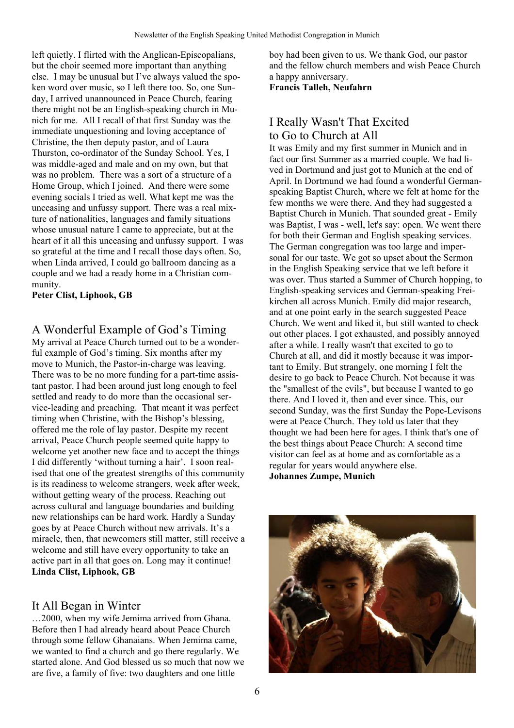left quietly. I flirted with the Anglican-Episcopalians, but the choir seemed more important than anything else. I may be unusual but I've always valued the spoken word over music, so I left there too. So, one Sunday, I arrived unannounced in Peace Church, fearing there might not be an English-speaking church in Munich for me. All I recall of that first Sunday was the immediate unquestioning and loving acceptance of Christine, the then deputy pastor, and of Laura Thurston, co-ordinator of the Sunday School. Yes, I was middle-aged and male and on my own, but that was no problem. There was a sort of a structure of a Home Group, which I joined. And there were some evening socials I tried as well. What kept me was the unceasing and unfussy support. There was a real mixture of nationalities, languages and family situations whose unusual nature I came to appreciate, but at the heart of it all this unceasing and unfussy support. I was so grateful at the time and I recall those days often. So, when Linda arrived, I could go ballroom dancing as a couple and we had a ready home in a Christian community.

**Peter Clist, Liphook, GB**

## A Wonderful Example of God's Timing

My arrival at Peace Church turned out to be a wonderful example of God's timing. Six months after my move to Munich, the Pastor-in-charge was leaving. There was to be no more funding for a part-time assistant pastor. I had been around just long enough to feel settled and ready to do more than the occasional service-leading and preaching. That meant it was perfect timing when Christine, with the Bishop's blessing, offered me the role of lay pastor. Despite my recent arrival, Peace Church people seemed quite happy to welcome yet another new face and to accept the things I did differently 'without turning a hair'. I soon realised that one of the greatest strengths of this community is its readiness to welcome strangers, week after week, without getting weary of the process. Reaching out across cultural and language boundaries and building new relationships can be hard work. Hardly a Sunday goes by at Peace Church without new arrivals. It's a miracle, then, that newcomers still matter, still receive a welcome and still have every opportunity to take an active part in all that goes on. Long may it continue!

**Linda Clist, Liphook, GB**

## It All Began in Winter

…2000, when my wife Jemima arrived from Ghana. Before then I had already heard about Peace Church through some fellow Ghanaians. When Jemima came, we wanted to find a church and go there regularly. We started alone. And God blessed us so much that now we are five, a family of five: two daughters and one little boy had been given to us. We thank God, our pastor and the fellow church members and wish Peace Church a happy anniversary.

**Francis Talleh, Neufahrn**

## I Really Wasn't That Excited to Go to Church at All

It was Emily and my first summer in Munich and in fact our first Summer as a married couple. We had lived in Dortmund and just got to Munich at the end of April. In Dortmund we had found a wonderful German-speaking Baptist Church, where we felt at home for the few months we were there. And they had suggested a Baptist Church in Munich. That sounded great - Emily was Baptist, I was - well, let's say: open. We went there for both their German and English speaking services. The German congregation was too large and impersonal for our taste. We got so upset about the Sermon in the English Speaking service that we left before it was over. Thus started a Summer of Church hopping, to English-speaking services and German-speaking Freikirchen all across Munich. Emily did major research, and at one point early in the search suggested Peace Church. We went and liked it, but still wanted to check out other places. I got exhausted, and possibly annoyed after a while. I really wasn't that excited to go to Church at all, and did it mostly because it was important to Emily. But strangely, one morning I felt the desire to go back to Peace Church. Not because it was the "smallest of the evils", but because I wanted to go there. And I loved it, then and ever since. This, our second Sunday, was the first Sunday the Pope-Levisons were at Peace Church. They told us later that they thought we had been here for ages. I think that's one of the best things about Peace Church: A second time visitor can feel as at home and as comfortable as a regular for years would anywhere else.

**Johannes Zumpe, Munich**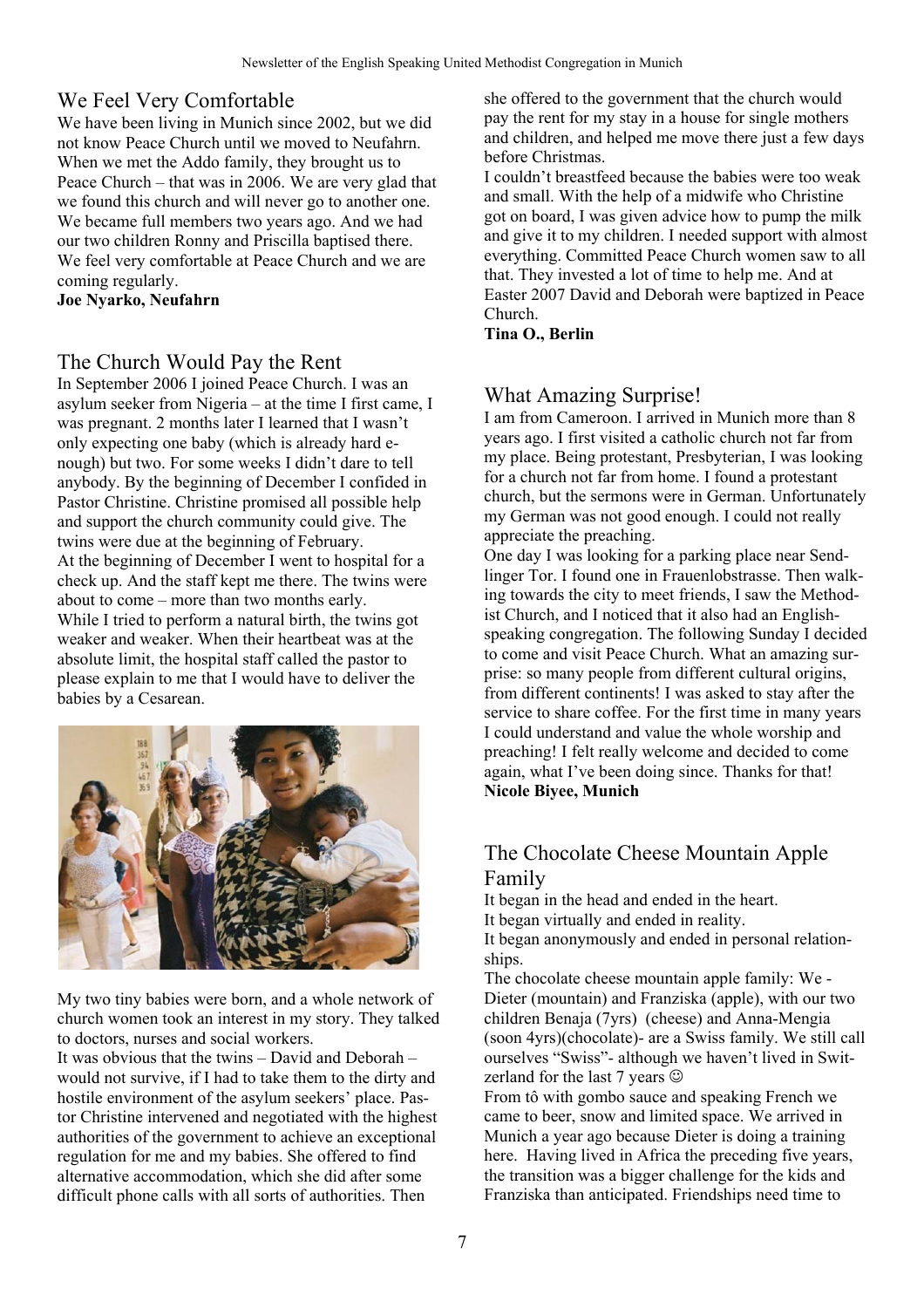## We Feel Very Comfortable

We have been living in Munich since 2002, but we did not know Peace Church until we moved to Neufahrn. When we met the Addo family, they brought us to Peace Church – that was in 2006. We are very glad that we found this church and will never go to another one. We became full members two years ago. And we had our two children Ronny and Priscilla baptised there. We feel very comfortable at Peace Church and we are coming regularly.

**Joe Nyarko, Neufahrn**

## The Church Would Pay the Rent

In September 2006 I joined Peace Church. I was an asylum seeker from Nigeria – at the time I first came, I was pregnant. 2 months later I learned that I wasn't only expecting one baby (which is already hard enough) but two. For some weeks I didn't dare to tell anybody. By the beginning of December I confided in Pastor Christine. Christine promised all possible help and support the church community could give. The twins were due at the beginning of February.

At the beginning of December I went to hospital for a check up. And the staff kept me there. The twins were about to come – more than two months early.

While I tried to perform a natural birth, the twins got weaker and weaker. When their heartbeat was at the absolute limit, the hospital staff called the pastor to please explain to me that I would have to deliver the babies by a Cesarean.

My two tiny babies were born, and a whole network of church women took an interest in my story. They talked to doctors, nurses and social workers.

It was obvious that the twins – David and Deborah – would not survive, if I had to take them to the dirty and hostile environment of the asylum seekers' place. Pastor Christine intervened and negotiated with the highest authorities of the government to achieve an exceptional regulation for me and my babies. She offered to find alternative accommodation, which she did after some difficult phone calls with all sorts of authorities. Then she offered to the government that the church would pay the rent for my stay in a house for single mothers and children, and helped me move there just a few days before Christmas.

I couldn't breastfeed because the babies were too weak and small. With the help of a midwife who Christine got on board, I was given advice how to pump the milk and give it to my children. I needed support with almost everything. Committed Peace Church women saw to all that. They invested a lot of time to help me. And at Easter 2007 David and Deborah were baptized in Peace Church.

**Tina O., Berlin**

## What Amazing Surprise!

I am from Cameroon. I arrived in Munich more than 8 years ago. I first visited a catholic church not far from my place. Being protestant, Presbyterian, I was looking for a church not far from home. I found a protestant church, but the sermons were in German. Unfortunately my German was not good enough. I could not really appreciate the preaching.

One day I was looking for a parking place near Sendlinger Tor. I found one in Frauenlobstrasse. Then walking towards the city to meet friends, I saw the Methodist Church, and I noticed that it also had an English-speaking congregation. The following Sunday I decided to come and visit Peace Church. What an amazing surprise: so many people from different cultural origins, from different continents! I was asked to stay after the service to share coffee. For the first time in many years I could understand and value the whole worship and preaching! I felt really welcome and decided to come again, what I've been doing since. Thanks for that!

**Nicole Biyee, Munich**

## The Chocolate Cheese Mountain Apple Family

It began in the head and ended in the heart.
It began virtually and ended in reality.
It began anonymously and ended in personal relationships.

The chocolate cheese mountain apple family: We - Dieter (mountain) and Franziska (apple), with our two children Benaja (7yrs) (cheese) and Anna-Mengia (soon 4yrs)(chocolate)- are a Swiss family. We still call ourselves "Swiss"- although we haven't lived in Switzerland for the last 7 years ☺

From tô with gombo sauce and speaking French we came to beer, snow and limited space. We arrived in Munich a year ago because Dieter is doing a training here. Having lived in Africa the preceding five years, the transition was a bigger challenge for the kids and Franziska than anticipated. Friendships need time to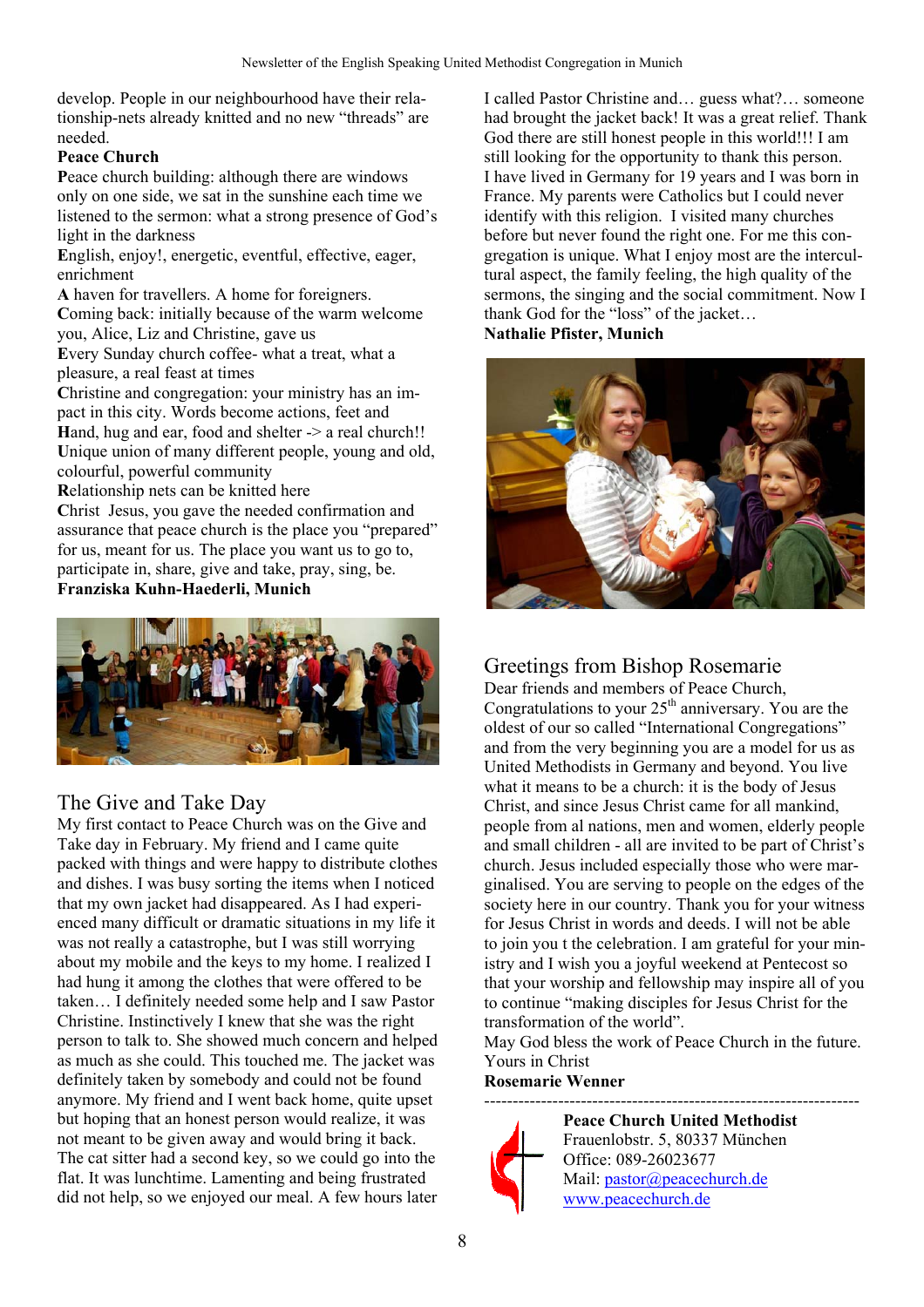develop. People in our neighbourhood have their relationship-nets already knitted and no new "threads" are needed.

**Peace Church**

**P**eace church building: although there are windows only on one side, we sat in the sunshine each time we listened to the sermon: what a strong presence of God's light in the darkness

**E**nglish, enjoy!, energetic, eventful, effective, eager, enrichment

**A** haven for travellers. A home for foreigners.

**C**oming back: initially because of the warm welcome you, Alice, Liz and Christine, gave us

**E**very Sunday church coffee- what a treat, what a pleasure, a real feast at times

**C**hristine and congregation: your ministry has an impact in this city. Words become actions, feet and

**H**and, hug and ear, food and shelter -> a real church!!

**U**nique union of many different people, young and old, colourful, powerful community

**R**elationship nets can be knitted here

**C**hrist Jesus, you gave the needed confirmation and assurance that peace church is the place you "prepared" for us, meant for us. The place you want us to go to, participate in, share, give and take, pray, sing, be.

**Franziska Kuhn-Haederli, Munich**

## The Give and Take Day

My first contact to Peace Church was on the Give and Take day in February. My friend and I came quite packed with things and were happy to distribute clothes and dishes. I was busy sorting the items when I noticed that my own jacket had disappeared. As I had experienced many difficult or dramatic situations in my life it was not really a catastrophe, but I was still worrying about my mobile and the keys to my home. I realized I had hung it among the clothes that were offered to be taken… I definitely needed some help and I saw Pastor Christine. Instinctively I knew that she was the right person to talk to. She showed much concern and helped as much as she could. This touched me. The jacket was definitely taken by somebody and could not be found anymore. My friend and I went back home, quite upset but hoping that an honest person would realize, it was not meant to be given away and would bring it back. The cat sitter had a second key, so we could go into the flat. It was lunchtime. Lamenting and being frustrated did not help, so we enjoyed our meal. A few hours later I called Pastor Christine and… guess what?… someone had brought the jacket back! It was a great relief. Thank God there are still honest people in this world!!! I am still looking for the opportunity to thank this person. I have lived in Germany for 19 years and I was born in France. My parents were Catholics but I could never identify with this religion. I visited many churches before but never found the right one. For me this congregation is unique. What I enjoy most are the intercultural aspect, the family feeling, the high quality of the sermons, the singing and the social commitment. Now I thank God for the "loss" of the jacket…

**Nathalie Pfister, Munich**

## Greetings from Bishop Rosemarie

Dear friends and members of Peace Church,

Congratulations to your 25th anniversary. You are the oldest of our so called "International Congregations" and from the very beginning you are a model for us as United Methodists in Germany and beyond. You live what it means to be a church: it is the body of Jesus Christ, and since Jesus Christ came for all mankind, people from al nations, men and women, elderly people and small children - all are invited to be part of Christ's church. Jesus included especially those who were marginalised. You are serving to people on the edges of the society here in our country. Thank you for your witness for Jesus Christ in words and deeds. I will not be able to join you t the celebration. I am grateful for your ministry and I wish you a joyful weekend at Pentecost so that your worship and fellowship may inspire all of you to continue "making disciples for Jesus Christ for the transformation of the world".

May God bless the work of Peace Church in the future.

Yours in Christ

**Rosemarie Wenner**

---

**Peace Church United Methodist**
Frauenlobstr. 5, 80337 München
Office: 089-26023677
Mail: pastor@peacechurch.de
www.peacechurch.de